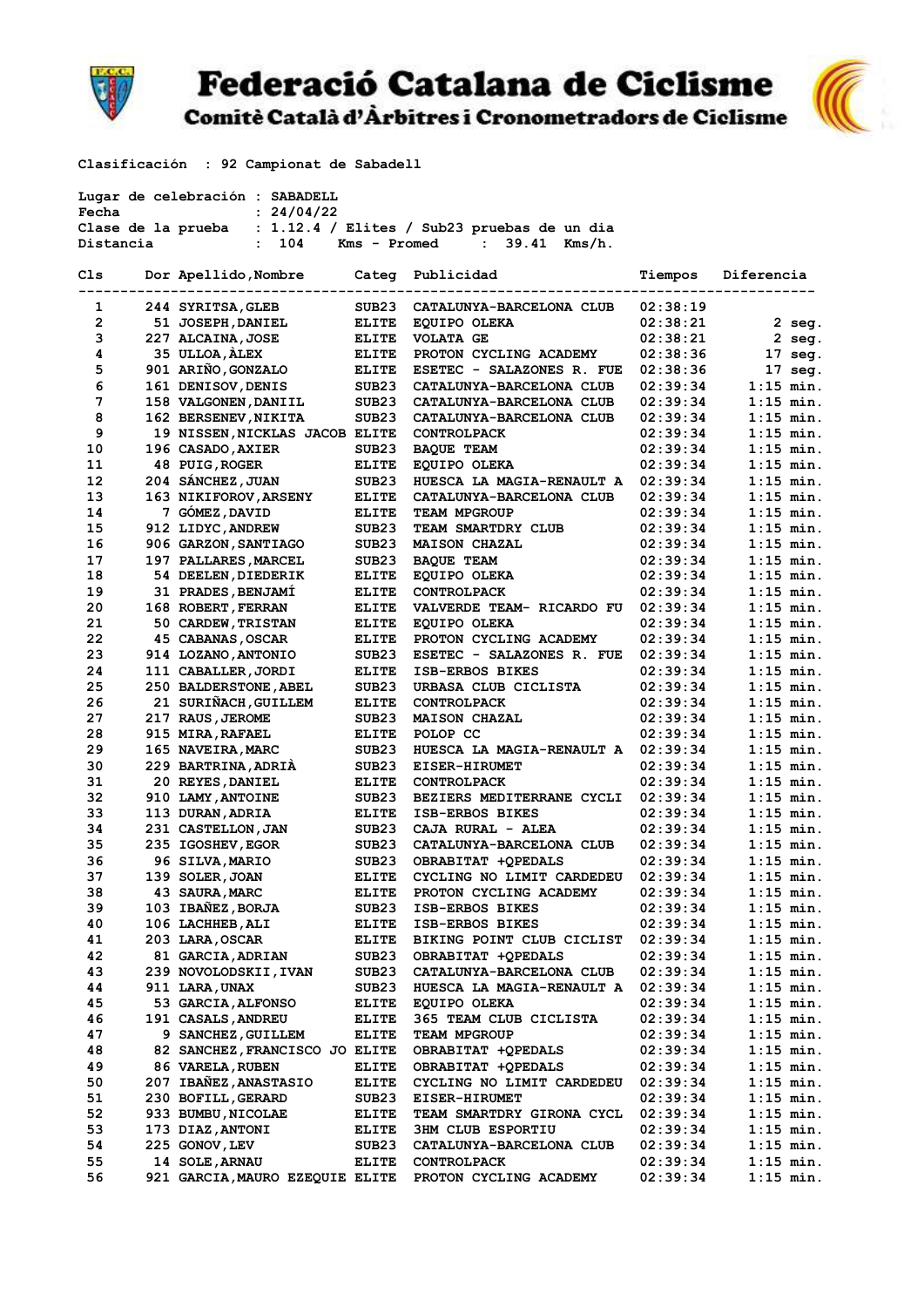# Federació Catalana de Ciclisme

## Comitè Català d'Àrbitres i Cronometradors de Ciclisme

**Clasificación : 92 Campionat de Sabadell**

**Lugar de celebración :** SABADELL
**Fecha :** 24/04/22
**Clase de la prueba :** 1.12.4 / Elites / Sub23 pruebas de un dia
**Distancia :** 104 Kms - Promed : 39.41 Kms/h.

| Cls | Dor | Apellido,Nombre | Categ | Publicidad | Tiempos | Diferencia |
|---|---|---|---|---|---|---|
| 1 | 244 | SYRITSA,GLEB | SUB23 | CATALUNYA-BARCELONA CLUB | 02:38:19 | |
| 2 | 51 | JOSEPH,DANIEL | ELITE | EQUIPO OLEKA | 02:38:21 | 2 seg. |
| 3 | 227 | ALCAINA,JOSE | ELITE | VOLATA GE | 02:38:21 | 2 seg. |
| 4 | 35 | ULLOA,ÀLEX | ELITE | PROTON CYCLING ACADEMY | 02:38:36 | 17 seg. |
| 5 | 901 | ARIÑO,GONZALO | ELITE | ESETEC - SALAZONES R. FUE | 02:38:36 | 17 seg. |
| 6 | 161 | DENISOV,DENIS | SUB23 | CATALUNYA-BARCELONA CLUB | 02:39:34 | 1:15 min. |
| 7 | 158 | VALGONEN,DANIIL | SUB23 | CATALUNYA-BARCELONA CLUB | 02:39:34 | 1:15 min. |
| 8 | 162 | BERSENEV,NIKITA | SUB23 | CATALUNYA-BARCELONA CLUB | 02:39:34 | 1:15 min. |
| 9 | 19 | NISSEN,NICKLAS JACOB | ELITE | CONTROLPACK | 02:39:34 | 1:15 min. |
| 10 | 196 | CASADO,AXIER | SUB23 | BAQUE TEAM | 02:39:34 | 1:15 min. |
| 11 | 48 | PUIG,ROGER | ELITE | EQUIPO OLEKA | 02:39:34 | 1:15 min. |
| 12 | 204 | SÁNCHEZ,JUAN | SUB23 | HUESCA LA MAGIA-RENAULT A | 02:39:34 | 1:15 min. |
| 13 | 163 | NIKIFOROV,ARSENY | ELITE | CATALUNYA-BARCELONA CLUB | 02:39:34 | 1:15 min. |
| 14 | 7 | GÓMEZ,DAVID | ELITE | TEAM MPGROUP | 02:39:34 | 1:15 min. |
| 15 | 912 | LIDYC,ANDREW | SUB23 | TEAM SMARTDRY CLUB | 02:39:34 | 1:15 min. |
| 16 | 906 | GARZON,SANTIAGO | SUB23 | MAISON CHAZAL | 02:39:34 | 1:15 min. |
| 17 | 197 | PALLARES,MARCEL | SUB23 | BAQUE TEAM | 02:39:34 | 1:15 min. |
| 18 | 54 | DEELEN,DIEDERIK | ELITE | EQUIPO OLEKA | 02:39:34 | 1:15 min. |
| 19 | 31 | PRADES,BENJAMÍ | ELITE | CONTROLPACK | 02:39:34 | 1:15 min. |
| 20 | 168 | ROBERT,FERRAN | ELITE | VALVERDE TEAM- RICARDO FU | 02:39:34 | 1:15 min. |
| 21 | 50 | CARDEW,TRISTAN | ELITE | EQUIPO OLEKA | 02:39:34 | 1:15 min. |
| 22 | 45 | CABANAS,OSCAR | ELITE | PROTON CYCLING ACADEMY | 02:39:34 | 1:15 min. |
| 23 | 914 | LOZANO,ANTONIO | SUB23 | ESETEC - SALAZONES R. FUE | 02:39:34 | 1:15 min. |
| 24 | 111 | CABALLER,JORDI | ELITE | ISB-ERBOS BIKES | 02:39:34 | 1:15 min. |
| 25 | 250 | BALDERSTONE,ABEL | SUB23 | URBASA CLUB CICLISTA | 02:39:34 | 1:15 min. |
| 26 | 21 | SURIÑACH,GUILLEM | ELITE | CONTROLPACK | 02:39:34 | 1:15 min. |
| 27 | 217 | RAUS,JEROME | SUB23 | MAISON CHAZAL | 02:39:34 | 1:15 min. |
| 28 | 915 | MIRA,RAFAEL | ELITE | POLOP CC | 02:39:34 | 1:15 min. |
| 29 | 165 | NAVEIRA,MARC | SUB23 | HUESCA LA MAGIA-RENAULT A | 02:39:34 | 1:15 min. |
| 30 | 229 | BARTRINA,ADRIÀ | SUB23 | EISER-HIRUMET | 02:39:34 | 1:15 min. |
| 31 | 20 | REYES,DANIEL | ELITE | CONTROLPACK | 02:39:34 | 1:15 min. |
| 32 | 910 | LAMY,ANTOINE | SUB23 | BEZIERS MEDITERRANE CYCLI | 02:39:34 | 1:15 min. |
| 33 | 113 | DURAN,ADRIA | ELITE | ISB-ERBOS BIKES | 02:39:34 | 1:15 min. |
| 34 | 231 | CASTELLON,JAN | SUB23 | CAJA RURAL - ALEA | 02:39:34 | 1:15 min. |
| 35 | 235 | IGOSHEV,EGOR | SUB23 | CATALUNYA-BARCELONA CLUB | 02:39:34 | 1:15 min. |
| 36 | 96 | SILVA,MARIO | SUB23 | OBRABITAT +QPEDALS | 02:39:34 | 1:15 min. |
| 37 | 139 | SOLER,JOAN | ELITE | CYCLING NO LIMIT CARDEDEU | 02:39:34 | 1:15 min. |
| 38 | 43 | SAURA,MARC | ELITE | PROTON CYCLING ACADEMY | 02:39:34 | 1:15 min. |
| 39 | 103 | IBAÑEZ,BORJA | SUB23 | ISB-ERBOS BIKES | 02:39:34 | 1:15 min. |
| 40 | 106 | LACHHEB,ALI | ELITE | ISB-ERBOS BIKES | 02:39:34 | 1:15 min. |
| 41 | 203 | LARA,OSCAR | ELITE | BIKING POINT CLUB CICLIST | 02:39:34 | 1:15 min. |
| 42 | 81 | GARCIA,ADRIAN | SUB23 | OBRABITAT +QPEDALS | 02:39:34 | 1:15 min. |
| 43 | 239 | NOVOLODSKII,IVAN | SUB23 | CATALUNYA-BARCELONA CLUB | 02:39:34 | 1:15 min. |
| 44 | 911 | LARA,UNAX | SUB23 | HUESCA LA MAGIA-RENAULT A | 02:39:34 | 1:15 min. |
| 45 | 53 | GARCIA,ALFONSO | ELITE | EQUIPO OLEKA | 02:39:34 | 1:15 min. |
| 46 | 191 | CASALS,ANDREU | ELITE | 365 TEAM CLUB CICLISTA | 02:39:34 | 1:15 min. |
| 47 | 9 | SANCHEZ,GUILLEM | ELITE | TEAM MPGROUP | 02:39:34 | 1:15 min. |
| 48 | 82 | SANCHEZ,FRANCISCO JO | ELITE | OBRABITAT +QPEDALS | 02:39:34 | 1:15 min. |
| 49 | 86 | VARELA,RUBEN | ELITE | OBRABITAT +QPEDALS | 02:39:34 | 1:15 min. |
| 50 | 207 | IBAÑEZ,ANASTASIO | ELITE | CYCLING NO LIMIT CARDEDEU | 02:39:34 | 1:15 min. |
| 51 | 230 | BOFILL,GERARD | SUB23 | EISER-HIRUMET | 02:39:34 | 1:15 min. |
| 52 | 933 | BUMBU,NICOLAE | ELITE | TEAM SMARTDRY GIRONA CYCL | 02:39:34 | 1:15 min. |
| 53 | 173 | DIAZ,ANTONI | ELITE | 3HM CLUB ESPORTIU | 02:39:34 | 1:15 min. |
| 54 | 225 | GONOV,LEV | SUB23 | CATALUNYA-BARCELONA CLUB | 02:39:34 | 1:15 min. |
| 55 | 14 | SOLE,ARNAU | ELITE | CONTROLPACK | 02:39:34 | 1:15 min. |
| 56 | 921 | GARCIA,MAURO EZEQUIE | ELITE | PROTON CYCLING ACADEMY | 02:39:34 | 1:15 min. |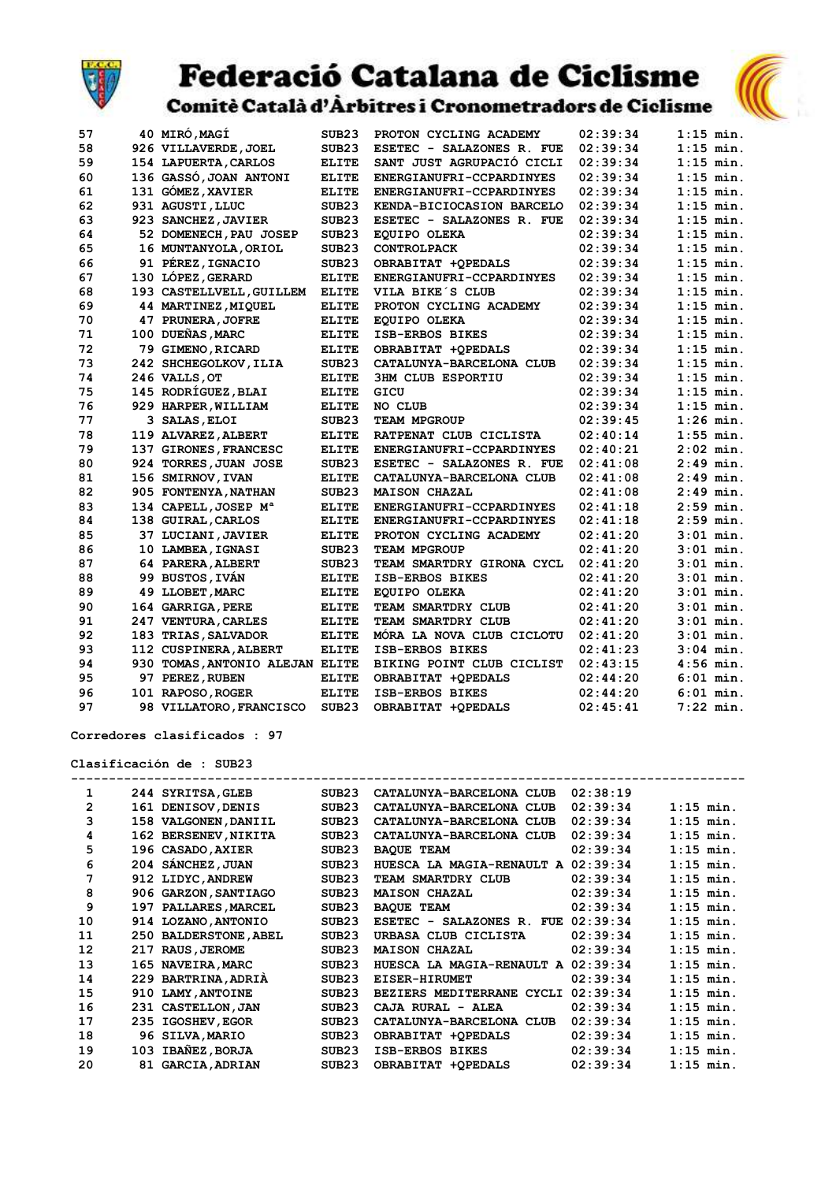| | | | | | | |
|---|---|---|---|---|---|---|
| 57 | 40 | MIRÓ,MAGÍ | SUB23 | PROTON CYCLING ACADEMY | 02:39:34 | 1:15 min. |
| 58 | 926 | VILLAVERDE,JOEL | SUB23 | ESETEC - SALAZONES R. FUE | 02:39:34 | 1:15 min. |
| 59 | 154 | LAPUERTA,CARLOS | ELITE | SANT JUST AGRUPACIÓ CICLI | 02:39:34 | 1:15 min. |
| 60 | 136 | GASSÓ,JOAN ANTONI | ELITE | ENERGIANUFRI-CCPARDINYES | 02:39:34 | 1:15 min. |
| 61 | 131 | GÓMEZ,XAVIER | ELITE | ENERGIANUFRI-CCPARDINYES | 02:39:34 | 1:15 min. |
| 62 | 931 | AGUSTI,LLUC | SUB23 | KENDA-BICIOCASION BARCELO | 02:39:34 | 1:15 min. |
| 63 | 923 | SANCHEZ,JAVIER | SUB23 | ESETEC - SALAZONES R. FUE | 02:39:34 | 1:15 min. |
| 64 | 52 | DOMENECH,PAU JOSEP | SUB23 | EQUIPO OLEKA | 02:39:34 | 1:15 min. |
| 65 | 16 | MUNTANYOLA,ORIOL | SUB23 | CONTROLPACK | 02:39:34 | 1:15 min. |
| 66 | 91 | PÉREZ,IGNACIO | SUB23 | OBRABITAT +QPEDALS | 02:39:34 | 1:15 min. |
| 67 | 130 | LÓPEZ,GERARD | ELITE | ENERGIANUFRI-CCPARDINYES | 02:39:34 | 1:15 min. |
| 68 | 193 | CASTELLVELL,GUILLEM | ELITE | VILA BIKE´S CLUB | 02:39:34 | 1:15 min. |
| 69 | 44 | MARTINEZ,MIQUEL | ELITE | PROTON CYCLING ACADEMY | 02:39:34 | 1:15 min. |
| 70 | 47 | PRUNERA,JOFRE | ELITE | EQUIPO OLEKA | 02:39:34 | 1:15 min. |
| 71 | 100 | DUEÑAS,MARC | ELITE | ISB-ERBOS BIKES | 02:39:34 | 1:15 min. |
| 72 | 79 | GIMENO,RICARD | ELITE | OBRABITAT +QPEDALS | 02:39:34 | 1:15 min. |
| 73 | 242 | SHCHEGOLKOV,ILIA | SUB23 | CATALUNYA-BARCELONA CLUB | 02:39:34 | 1:15 min. |
| 74 | 246 | VALLS,OT | ELITE | 3HM CLUB ESPORTIU | 02:39:34 | 1:15 min. |
| 75 | 145 | RODRÍGUEZ,BLAI | ELITE | GICU | 02:39:34 | 1:15 min. |
| 76 | 929 | HARPER,WILLIAM | ELITE | NO CLUB | 02:39:34 | 1:15 min. |
| 77 | 3 | SALAS,ELOI | SUB23 | TEAM MPGROUP | 02:39:45 | 1:26 min. |
| 78 | 119 | ALVAREZ,ALBERT | ELITE | RATPENAT CLUB CICLISTA | 02:40:14 | 1:55 min. |
| 79 | 137 | GIRONES,FRANCESC | ELITE | ENERGIANUFRI-CCPARDINYES | 02:40:21 | 2:02 min. |
| 80 | 924 | TORRES,JUAN JOSE | SUB23 | ESETEC - SALAZONES R. FUE | 02:41:08 | 2:49 min. |
| 81 | 156 | SMIRNOV,IVAN | ELITE | CATALUNYA-BARCELONA CLUB | 02:41:08 | 2:49 min. |
| 82 | 905 | FONTENYA,NATHAN | SUB23 | MAISON CHAZAL | 02:41:08 | 2:49 min. |
| 83 | 134 | CAPELL,JOSEP Mª | ELITE | ENERGIANUFRI-CCPARDINYES | 02:41:18 | 2:59 min. |
| 84 | 138 | GUIRAL,CARLOS | ELITE | ENERGIANUFRI-CCPARDINYES | 02:41:18 | 2:59 min. |
| 85 | 37 | LUCIANI,JAVIER | ELITE | PROTON CYCLING ACADEMY | 02:41:20 | 3:01 min. |
| 86 | 10 | LAMBEA,IGNASI | SUB23 | TEAM MPGROUP | 02:41:20 | 3:01 min. |
| 87 | 64 | PARERA,ALBERT | SUB23 | TEAM SMARTDRY GIRONA CYCL | 02:41:20 | 3:01 min. |
| 88 | 99 | BUSTOS,IVÁN | ELITE | ISB-ERBOS BIKES | 02:41:20 | 3:01 min. |
| 89 | 49 | LLOBET,MARC | ELITE | EQUIPO OLEKA | 02:41:20 | 3:01 min. |
| 90 | 164 | GARRIGA,PERE | ELITE | TEAM SMARTDRY CLUB | 02:41:20 | 3:01 min. |
| 91 | 247 | VENTURA,CARLES | ELITE | TEAM SMARTDRY CLUB | 02:41:20 | 3:01 min. |
| 92 | 183 | TRIAS,SALVADOR | ELITE | MÓRA LA NOVA CLUB CICLOTU | 02:41:20 | 3:01 min. |
| 93 | 112 | CUSPINERA,ALBERT | ELITE | ISB-ERBOS BIKES | 02:41:23 | 3:04 min. |
| 94 | 930 | TOMAS,ANTONIO ALEJAN | ELITE | BIKING POINT CLUB CICLIST | 02:43:15 | 4:56 min. |
| 95 | 97 | PEREZ,RUBEN | ELITE | OBRABITAT +QPEDALS | 02:44:20 | 6:01 min. |
| 96 | 101 | RAPOSO,ROGER | ELITE | ISB-ERBOS BIKES | 02:44:20 | 6:01 min. |
| 97 | 98 | VILLATORO,FRANCISCO | SUB23 | OBRABITAT +QPEDALS | 02:45:41 | 7:22 min. |

**Corredores clasificados : 97**

**Clasificación de : SUB23**

| | | | | | | |
|---|---|---|---|---|---|---|
| 1 | 244 | SYRITSA,GLEB | SUB23 | CATALUNYA-BARCELONA CLUB | 02:38:19 | |
| 2 | 161 | DENISOV,DENIS | SUB23 | CATALUNYA-BARCELONA CLUB | 02:39:34 | 1:15 min. |
| 3 | 158 | VALGONEN,DANIIL | SUB23 | CATALUNYA-BARCELONA CLUB | 02:39:34 | 1:15 min. |
| 4 | 162 | BERSENEV,NIKITA | SUB23 | CATALUNYA-BARCELONA CLUB | 02:39:34 | 1:15 min. |
| 5 | 196 | CASADO,AXIER | SUB23 | BAQUE TEAM | 02:39:34 | 1:15 min. |
| 6 | 204 | SÁNCHEZ,JUAN | SUB23 | HUESCA LA MAGIA-RENAULT A | 02:39:34 | 1:15 min. |
| 7 | 912 | LIDYC,ANDREW | SUB23 | TEAM SMARTDRY CLUB | 02:39:34 | 1:15 min. |
| 8 | 906 | GARZON,SANTIAGO | SUB23 | MAISON CHAZAL | 02:39:34 | 1:15 min. |
| 9 | 197 | PALLARES,MARCEL | SUB23 | BAQUE TEAM | 02:39:34 | 1:15 min. |
| 10 | 914 | LOZANO,ANTONIO | SUB23 | ESETEC - SALAZONES R. FUE | 02:39:34 | 1:15 min. |
| 11 | 250 | BALDERSTONE,ABEL | SUB23 | URBASA CLUB CICLISTA | 02:39:34 | 1:15 min. |
| 12 | 217 | RAUS,JEROME | SUB23 | MAISON CHAZAL | 02:39:34 | 1:15 min. |
| 13 | 165 | NAVEIRA,MARC | SUB23 | HUESCA LA MAGIA-RENAULT A | 02:39:34 | 1:15 min. |
| 14 | 229 | BARTRINA,ADRIÀ | SUB23 | EISER-HIRUMET | 02:39:34 | 1:15 min. |
| 15 | 910 | LAMY,ANTOINE | SUB23 | BEZIERS MEDITERRANE CYCLI | 02:39:34 | 1:15 min. |
| 16 | 231 | CASTELLON,JAN | SUB23 | CAJA RURAL - ALEA | 02:39:34 | 1:15 min. |
| 17 | 235 | IGOSHEV,EGOR | SUB23 | CATALUNYA-BARCELONA CLUB | 02:39:34 | 1:15 min. |
| 18 | 96 | SILVA,MARIO | SUB23 | OBRABITAT +QPEDALS | 02:39:34 | 1:15 min. |
| 19 | 103 | IBAÑEZ,BORJA | SUB23 | ISB-ERBOS BIKES | 02:39:34 | 1:15 min. |
| 20 | 81 | GARCIA,ADRIAN | SUB23 | OBRABITAT +QPEDALS | 02:39:34 | 1:15 min. |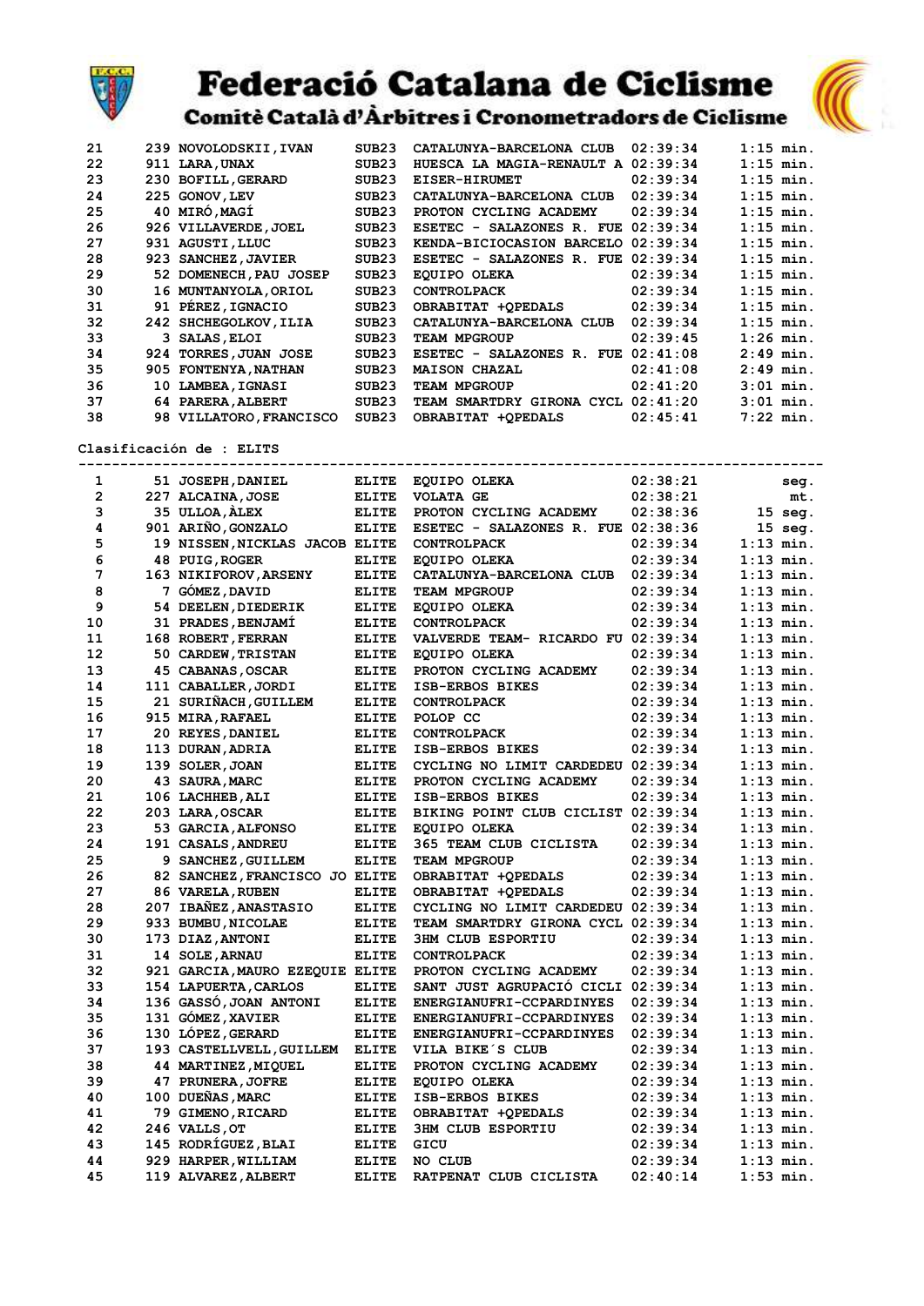# Federació Catalana de Ciclisme

## Comitè Català d'Àrbitres i Cronometradors de Ciclisme

| | | | | | | |
|---|---|---|---|---|---|---|
| 21 | 239 | NOVOLODSKII,IVAN | SUB23 | CATALUNYA-BARCELONA CLUB | 02:39:34 | 1:15 min. |
| 22 | 911 | LARA,UNAX | SUB23 | HUESCA LA MAGIA-RENAULT A | 02:39:34 | 1:15 min. |
| 23 | 230 | BOFILL,GERARD | SUB23 | EISER-HIRUMET | 02:39:34 | 1:15 min. |
| 24 | 225 | GONOV,LEV | SUB23 | CATALUNYA-BARCELONA CLUB | 02:39:34 | 1:15 min. |
| 25 | 40 | MIRÓ,MAGÍ | SUB23 | PROTON CYCLING ACADEMY | 02:39:34 | 1:15 min. |
| 26 | 926 | VILLAVERDE,JOEL | SUB23 | ESETEC - SALAZONES R. FUE | 02:39:34 | 1:15 min. |
| 27 | 931 | AGUSTI,LLUC | SUB23 | KENDA-BICIOCASION BARCELO | 02:39:34 | 1:15 min. |
| 28 | 923 | SANCHEZ,JAVIER | SUB23 | ESETEC - SALAZONES R. FUE | 02:39:34 | 1:15 min. |
| 29 | 52 | DOMENECH,PAU JOSEP | SUB23 | EQUIPO OLEKA | 02:39:34 | 1:15 min. |
| 30 | 16 | MUNTANYOLA,ORIOL | SUB23 | CONTROLPACK | 02:39:34 | 1:15 min. |
| 31 | 91 | PÉREZ,IGNACIO | SUB23 | OBRABITAT +QPEDALS | 02:39:34 | 1:15 min. |
| 32 | 242 | SHCHEGOLKOV,ILIA | SUB23 | CATALUNYA-BARCELONA CLUB | 02:39:34 | 1:15 min. |
| 33 | 3 | SALAS,ELOI | SUB23 | TEAM MPGROUP | 02:39:45 | 1:26 min. |
| 34 | 924 | TORRES,JUAN JOSE | SUB23 | ESETEC - SALAZONES R. FUE | 02:41:08 | 2:49 min. |
| 35 | 905 | FONTENYA,NATHAN | SUB23 | MAISON CHAZAL | 02:41:08 | 2:49 min. |
| 36 | 10 | LAMBEA,IGNASI | SUB23 | TEAM MPGROUP | 02:41:20 | 3:01 min. |
| 37 | 64 | PARERA,ALBERT | SUB23 | TEAM SMARTDRY GIRONA CYCL | 02:41:20 | 3:01 min. |
| 38 | 98 | VILLATORO,FRANCISCO | SUB23 | OBRABITAT +QPEDALS | 02:45:41 | 7:22 min. |

**Clasificación de : ELITS**

| | | | | | | |
|---|---|---|---|---|---|---|
| 1 | 51 | JOSEPH,DANIEL | ELITE | EQUIPO OLEKA | 02:38:21 | seg. |
| 2 | 227 | ALCAINA,JOSE | ELITE | VOLATA GE | 02:38:21 | mt. |
| 3 | 35 | ULLOA,ÀLEX | ELITE | PROTON CYCLING ACADEMY | 02:38:36 | 15 seg. |
| 4 | 901 | ARIÑO,GONZALO | ELITE | ESETEC - SALAZONES R. FUE | 02:38:36 | 15 seg. |
| 5 | 19 | NISSEN,NICKLAS JACOB | ELITE | CONTROLPACK | 02:39:34 | 1:13 min. |
| 6 | 48 | PUIG,ROGER | ELITE | EQUIPO OLEKA | 02:39:34 | 1:13 min. |
| 7 | 163 | NIKIFOROV,ARSENY | ELITE | CATALUNYA-BARCELONA CLUB | 02:39:34 | 1:13 min. |
| 8 | 7 | GÓMEZ,DAVID | ELITE | TEAM MPGROUP | 02:39:34 | 1:13 min. |
| 9 | 54 | DEELEN,DIEDERIK | ELITE | EQUIPO OLEKA | 02:39:34 | 1:13 min. |
| 10 | 31 | PRADES,BENJAMÍ | ELITE | CONTROLPACK | 02:39:34 | 1:13 min. |
| 11 | 168 | ROBERT,FERRAN | ELITE | VALVERDE TEAM- RICARDO FU | 02:39:34 | 1:13 min. |
| 12 | 50 | CARDEW,TRISTAN | ELITE | EQUIPO OLEKA | 02:39:34 | 1:13 min. |
| 13 | 45 | CABANAS,OSCAR | ELITE | PROTON CYCLING ACADEMY | 02:39:34 | 1:13 min. |
| 14 | 111 | CABALLER,JORDI | ELITE | ISB-ERBOS BIKES | 02:39:34 | 1:13 min. |
| 15 | 21 | SURIÑACH,GUILLEM | ELITE | CONTROLPACK | 02:39:34 | 1:13 min. |
| 16 | 915 | MIRA,RAFAEL | ELITE | POLOP CC | 02:39:34 | 1:13 min. |
| 17 | 20 | REYES,DANIEL | ELITE | CONTROLPACK | 02:39:34 | 1:13 min. |
| 18 | 113 | DURAN,ADRIA | ELITE | ISB-ERBOS BIKES | 02:39:34 | 1:13 min. |
| 19 | 139 | SOLER,JOAN | ELITE | CYCLING NO LIMIT CARDEDEU | 02:39:34 | 1:13 min. |
| 20 | 43 | SAURA,MARC | ELITE | PROTON CYCLING ACADEMY | 02:39:34 | 1:13 min. |
| 21 | 106 | LACHHEB,ALI | ELITE | ISB-ERBOS BIKES | 02:39:34 | 1:13 min. |
| 22 | 203 | LARA,OSCAR | ELITE | BIKING POINT CLUB CICLIST | 02:39:34 | 1:13 min. |
| 23 | 53 | GARCIA,ALFONSO | ELITE | EQUIPO OLEKA | 02:39:34 | 1:13 min. |
| 24 | 191 | CASALS,ANDREU | ELITE | 365 TEAM CLUB CICLISTA | 02:39:34 | 1:13 min. |
| 25 | 9 | SANCHEZ,GUILLEM | ELITE | TEAM MPGROUP | 02:39:34 | 1:13 min. |
| 26 | 82 | SANCHEZ,FRANCISCO JO | ELITE | OBRABITAT +QPEDALS | 02:39:34 | 1:13 min. |
| 27 | 86 | VARELA,RUBEN | ELITE | OBRABITAT +QPEDALS | 02:39:34 | 1:13 min. |
| 28 | 207 | IBAÑEZ,ANASTASIO | ELITE | CYCLING NO LIMIT CARDEDEU | 02:39:34 | 1:13 min. |
| 29 | 933 | BUMBU,NICOLAE | ELITE | TEAM SMARTDRY GIRONA CYCL | 02:39:34 | 1:13 min. |
| 30 | 173 | DIAZ,ANTONI | ELITE | 3HM CLUB ESPORTIU | 02:39:34 | 1:13 min. |
| 31 | 14 | SOLE,ARNAU | ELITE | CONTROLPACK | 02:39:34 | 1:13 min. |
| 32 | 921 | GARCIA,MAURO EZEQUIE | ELITE | PROTON CYCLING ACADEMY | 02:39:34 | 1:13 min. |
| 33 | 154 | LAPUERTA,CARLOS | ELITE | SANT JUST AGRUPACIÓ CICLI | 02:39:34 | 1:13 min. |
| 34 | 136 | GASSÓ,JOAN ANTONI | ELITE | ENERGIANUFRI-CCPARDINYES | 02:39:34 | 1:13 min. |
| 35 | 131 | GÓMEZ,XAVIER | ELITE | ENERGIANUFRI-CCPARDINYES | 02:39:34 | 1:13 min. |
| 36 | 130 | LÓPEZ,GERARD | ELITE | ENERGIANUFRI-CCPARDINYES | 02:39:34 | 1:13 min. |
| 37 | 193 | CASTELLVELL,GUILLEM | ELITE | VILA BIKE´S CLUB | 02:39:34 | 1:13 min. |
| 38 | 44 | MARTINEZ,MIQUEL | ELITE | PROTON CYCLING ACADEMY | 02:39:34 | 1:13 min. |
| 39 | 47 | PRUNERA,JOFRE | ELITE | EQUIPO OLEKA | 02:39:34 | 1:13 min. |
| 40 | 100 | DUEÑAS,MARC | ELITE | ISB-ERBOS BIKES | 02:39:34 | 1:13 min. |
| 41 | 79 | GIMENO,RICARD | ELITE | OBRABITAT +QPEDALS | 02:39:34 | 1:13 min. |
| 42 | 246 | VALLS,OT | ELITE | 3HM CLUB ESPORTIU | 02:39:34 | 1:13 min. |
| 43 | 145 | RODRÍGUEZ,BLAI | ELITE | GICU | 02:39:34 | 1:13 min. |
| 44 | 929 | HARPER,WILLIAM | ELITE | NO CLUB | 02:39:34 | 1:13 min. |
| 45 | 119 | ALVAREZ,ALBERT | ELITE | RATPENAT CLUB CICLISTA | 02:40:14 | 1:53 min. |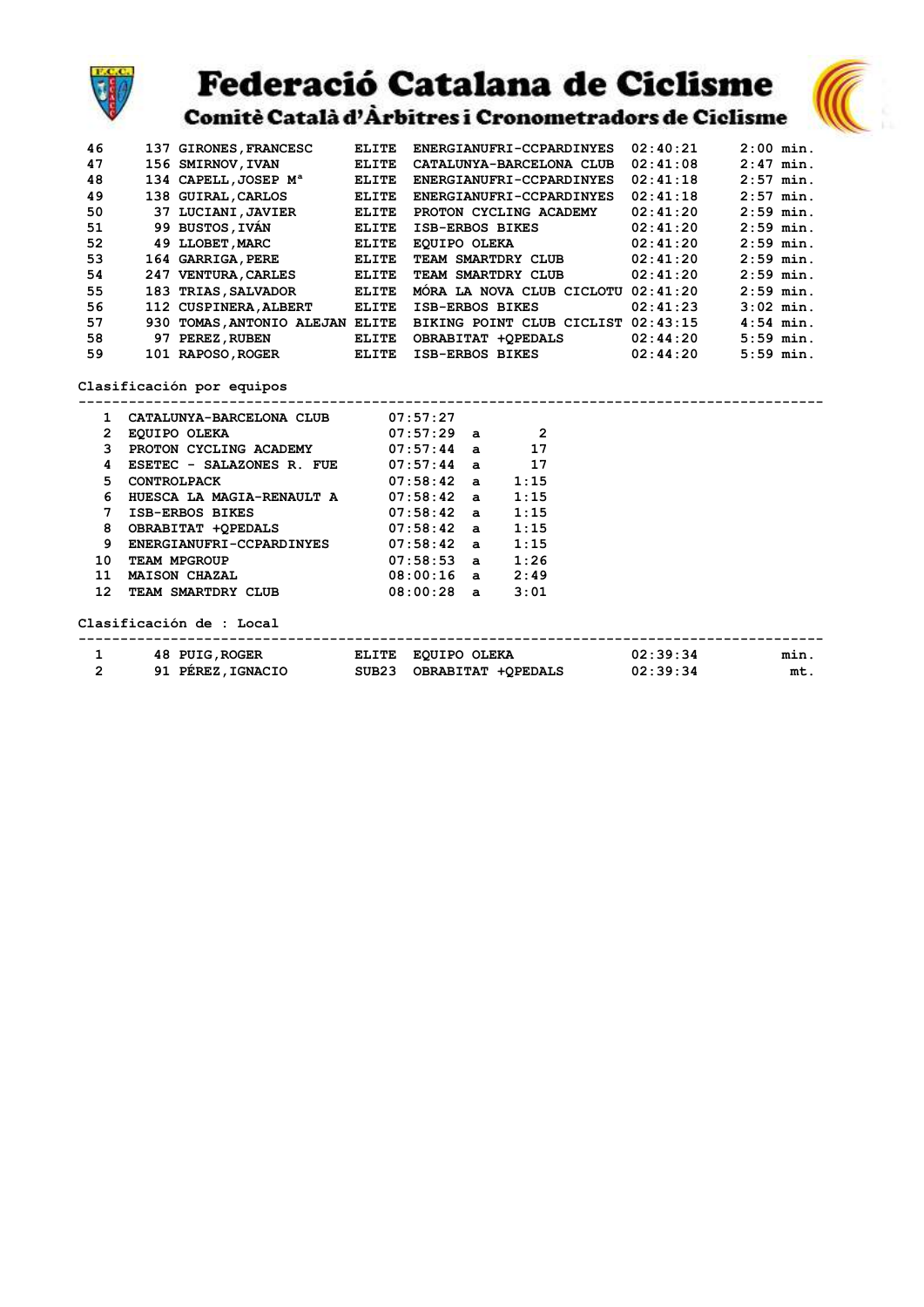| | | | | | | |
|---|---|---|---|---|---|---|
| 46 | 137 | GIRONES,FRANCESC | ELITE | ENERGIANUFRI-CCPARDINYES | 02:40:21 | 2:00 min. |
| 47 | 156 | SMIRNOV,IVAN | ELITE | CATALUNYA-BARCELONA CLUB | 02:41:08 | 2:47 min. |
| 48 | 134 | CAPELL,JOSEP Mª | ELITE | ENERGIANUFRI-CCPARDINYES | 02:41:18 | 2:57 min. |
| 49 | 138 | GUIRAL,CARLOS | ELITE | ENERGIANUFRI-CCPARDINYES | 02:41:18 | 2:57 min. |
| 50 | 37 | LUCIANI,JAVIER | ELITE | PROTON CYCLING ACADEMY | 02:41:20 | 2:59 min. |
| 51 | 99 | BUSTOS,IVÁN | ELITE | ISB-ERBOS BIKES | 02:41:20 | 2:59 min. |
| 52 | 49 | LLOBET,MARC | ELITE | EQUIPO OLEKA | 02:41:20 | 2:59 min. |
| 53 | 164 | GARRIGA,PERE | ELITE | TEAM SMARTDRY CLUB | 02:41:20 | 2:59 min. |
| 54 | 247 | VENTURA,CARLES | ELITE | TEAM SMARTDRY CLUB | 02:41:20 | 2:59 min. |
| 55 | 183 | TRIAS,SALVADOR | ELITE | MÓRA LA NOVA CLUB CICLOTU | 02:41:20 | 2:59 min. |
| 56 | 112 | CUSPINERA,ALBERT | ELITE | ISB-ERBOS BIKES | 02:41:23 | 3:02 min. |
| 57 | 930 | TOMAS,ANTONIO ALEJAN | ELITE | BIKING POINT CLUB CICLIST | 02:43:15 | 4:54 min. |
| 58 | 97 | PEREZ,RUBEN | ELITE | OBRABITAT +QPEDALS | 02:44:20 | 5:59 min. |
| 59 | 101 | RAPOSO,ROGER | ELITE | ISB-ERBOS BIKES | 02:44:20 | 5:59 min. |

**Clasificación por equipos**

| | | | | |
|---|---|---|---|---|
| 1 | CATALUNYA-BARCELONA CLUB | 07:57:27 | | |
| 2 | EQUIPO OLEKA | 07:57:29 | a | 2 |
| 3 | PROTON CYCLING ACADEMY | 07:57:44 | a | 17 |
| 4 | ESETEC - SALAZONES R. FUE | 07:57:44 | a | 17 |
| 5 | CONTROLPACK | 07:58:42 | a | 1:15 |
| 6 | HUESCA LA MAGIA-RENAULT A | 07:58:42 | a | 1:15 |
| 7 | ISB-ERBOS BIKES | 07:58:42 | a | 1:15 |
| 8 | OBRABITAT +QPEDALS | 07:58:42 | a | 1:15 |
| 9 | ENERGIANUFRI-CCPARDINYES | 07:58:42 | a | 1:15 |
| 10 | TEAM MPGROUP | 07:58:53 | a | 1:26 |
| 11 | MAISON CHAZAL | 08:00:16 | a | 2:49 |
| 12 | TEAM SMARTDRY CLUB | 08:00:28 | a | 3:01 |

**Clasificación de : Local**

| | | | | | | |
|---|---|---|---|---|---|---|
| 1 | 48 | PUIG,ROGER | ELITE | EQUIPO OLEKA | 02:39:34 | min. |
| 2 | 91 | PÉREZ,IGNACIO | SUB23 | OBRABITAT +QPEDALS | 02:39:34 | mt. |